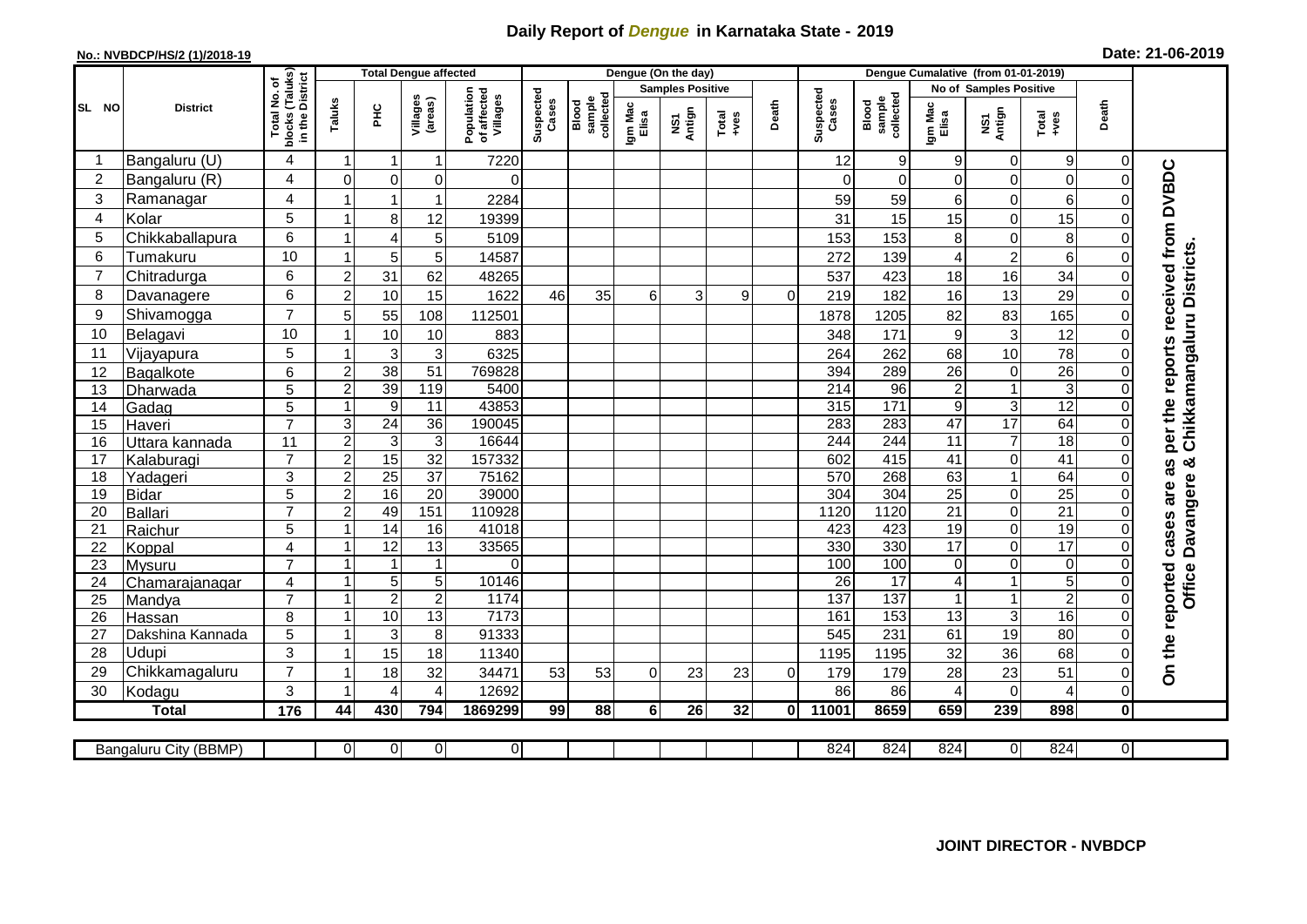# Daily Report of *Dengue* in Karnataka State - 2019

**No.: NVBDCP/HS/2 (1)/2018-19**

**Date: 21-06-2019**

| SL NO | District | Total No. of blocks (Taluks) in the District | Total Dengue affected | | | | Dengue (On the day) | | | | | | | Dengue Cumalative (from 01-01-2019) | | | | | | | |
|---|---|---|---|---|---|---|---|---|---|---|---|---|---|---|---|---|---|---|---|---|
| | | | Taluks | PHC | Villages (areas) | Population of affected Villages | Suspected Cases | Blood sample collected | Samples Positive | | | Death | Suspected Cases | Blood sample collected | No of Samples Positive | | | Death | |
| | | | | | | | | | Igm Mac Elisa | NS1 Antign | Total +ves | | | | Igm Mac Elisa | NS1 Antign | Total +ves | | |
| 1 | Bangaluru (U) | 4 | 1 | 1 | 1 | 7220 | | | | | | | 12 | 9 | 9 | 0 | 9 | 0 | On the reported cases are as per the reports received from DVBDC Office Davangere & Chikkamangaluru Districts. |
| 2 | Bangaluru (R) | 4 | 0 | 0 | 0 | 0 | | | | | | | 0 | 0 | 0 | 0 | 0 | 0 | |
| 3 | Ramanagar | 4 | 1 | 1 | 1 | 2284 | | | | | | | 59 | 59 | 6 | 0 | 6 | 0 | |
| 4 | Kolar | 5 | 1 | 8 | 12 | 19399 | | | | | | | 31 | 15 | 15 | 0 | 15 | 0 | |
| 5 | Chikkaballapura | 6 | 1 | 4 | 5 | 5109 | | | | | | | 153 | 153 | 8 | 0 | 8 | 0 | |
| 6 | Tumakuru | 10 | 1 | 5 | 5 | 14587 | | | | | | | 272 | 139 | 4 | 2 | 6 | 0 | |
| 7 | Chitradurga | 6 | 2 | 31 | 62 | 48265 | | | | | | | 537 | 423 | 18 | 16 | 34 | 0 | |
| 8 | Davanagere | 6 | 2 | 10 | 15 | 1622 | 46 | 35 | 6 | 3 | 9 | 0 | 219 | 182 | 16 | 13 | 29 | 0 | |
| 9 | Shivamogga | 7 | 5 | 55 | 108 | 112501 | | | | | | | 1878 | 1205 | 82 | 83 | 165 | 0 | |
| 10 | Belagavi | 10 | 1 | 10 | 10 | 883 | | | | | | | 348 | 171 | 9 | 3 | 12 | 0 | |
| 11 | Vijayapura | 5 | 1 | 3 | 3 | 6325 | | | | | | | 264 | 262 | 68 | 10 | 78 | 0 | |
| 12 | Bagalkote | 6 | 2 | 38 | 51 | 769828 | | | | | | | 394 | 289 | 26 | 0 | 26 | 0 | |
| 13 | Dharwada | 5 | 2 | 39 | 119 | 5400 | | | | | | | 214 | 96 | 2 | 1 | 3 | 0 | |
| 14 | Gadag | 5 | 1 | 9 | 11 | 43853 | | | | | | | 315 | 171 | 9 | 3 | 12 | 0 | |
| 15 | Haveri | 7 | 3 | 24 | 36 | 190045 | | | | | | | 283 | 283 | 47 | 17 | 64 | 0 | |
| 16 | Uttara kannada | 11 | 2 | 3 | 3 | 16644 | | | | | | | 244 | 244 | 11 | 7 | 18 | 0 | |
| 17 | Kalaburagi | 7 | 2 | 15 | 32 | 157332 | | | | | | | 602 | 415 | 41 | 0 | 41 | 0 | |
| 18 | Yadageri | 3 | 2 | 25 | 37 | 75162 | | | | | | | 570 | 268 | 63 | 1 | 64 | 0 | |
| 19 | Bidar | 5 | 2 | 16 | 20 | 39000 | | | | | | | 304 | 304 | 25 | 0 | 25 | 0 | |
| 20 | Ballari | 7 | 2 | 49 | 151 | 110928 | | | | | | | 1120 | 1120 | 21 | 0 | 21 | 0 | |
| 21 | Raichur | 5 | 1 | 14 | 16 | 41018 | | | | | | | 423 | 423 | 19 | 0 | 19 | 0 | |
| 22 | Koppal | 4 | 1 | 12 | 13 | 33565 | | | | | | | 330 | 330 | 17 | 0 | 17 | 0 | |
| 23 | Mysuru | 7 | 1 | 1 | 1 | 0 | | | | | | | 100 | 100 | 0 | 0 | 0 | 0 | |
| 24 | Chamarajanagar | 4 | 1 | 5 | 5 | 10146 | | | | | | | 26 | 17 | 4 | 1 | 5 | 0 | |
| 25 | Mandya | 7 | 1 | 2 | 2 | 1174 | | | | | | | 137 | 137 | 1 | 1 | 2 | 0 | |
| 26 | Hassan | 8 | 1 | 10 | 13 | 7173 | | | | | | | 161 | 153 | 13 | 3 | 16 | 0 | |
| 27 | Dakshina Kannada | 5 | 1 | 3 | 8 | 91333 | | | | | | | 545 | 231 | 61 | 19 | 80 | 0 | |
| 28 | Udupi | 3 | 1 | 15 | 18 | 11340 | | | | | | | 1195 | 1195 | 32 | 36 | 68 | 0 | |
| 29 | Chikkamagaluru | 7 | 1 | 18 | 32 | 34471 | 53 | 53 | 0 | 23 | 23 | 0 | 179 | 179 | 28 | 23 | 51 | 0 | |
| 30 | Kodagu | 3 | 1 | 4 | 4 | 12692 | | | | | | | 86 | 86 | 4 | 0 | 4 | 0 | |
| | **Total** | **176** | **44** | **430** | **794** | **1869299** | **99** | **88** | **6** | **26** | **32** | **0** | **11001** | **8659** | **659** | **239** | **898** | **0** | |

| Bangaluru City (BBMP) | | 0 | 0 | 0 | 0 | | | | | | | 824 | 824 | 824 | 0 | 824 | 0 |
|---|---|---|---|---|---|---|---|---|---|---|---|---|---|---|---|---|---|

**JOINT DIRECTOR - NVBDCP**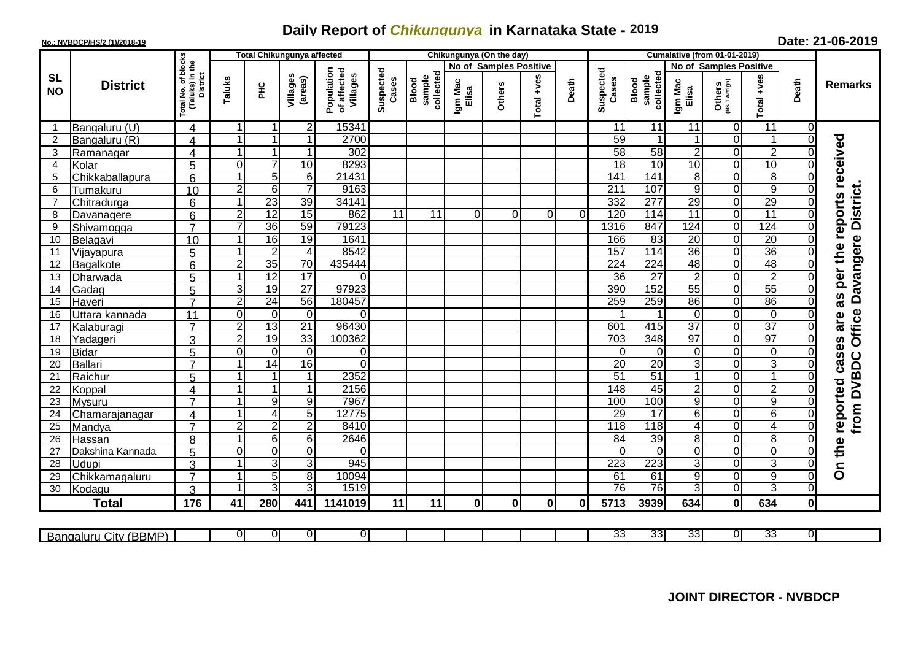# Daily Report of *Chikungunya* in Karnataka State - 2019

**No.: NVBDCP/HS/2 (1)/2018-19**

**Date: 21-06-2019**

| SL NO | District | Total No. of blocks (Taluks) in the District | Total Chikungunya affected | | | | Chikungunya (On the day) | | | | | | | Cumalative (from 01-01-2019) | | | | | | | Remarks |
|---|---|---|---|---|---|---|---|---|---|---|---|---|---|---|---|---|---|---|---|---|---|
| | | | | | | | | | No of Samples Positive | | | | | | No of Samples Positive | | | | | | |
| | | | Taluks | PHC | Villages (areas) | Population of affected Villages | Suspected Cases | Blood sample collected | Igm Mac Elisa | Others | Total +ves | Death | Suspected Cases | Blood sample collected | Igm Mac Elisa | Others (NS 1 Antign) | Total +ves | Death | |
| 1 | Bangaluru (U) | 4 | 1 | 1 | 2 | 15341 | | | | | | | 11 | 11 | 11 | 0 | 11 | 0 | On the reported cases are as per the reports received from DVBDC Office Davangere District. |
| 2 | Bangaluru (R) | 4 | 1 | 1 | 1 | 2700 | | | | | | | 59 | 1 | 1 | 0 | 1 | 0 | |
| 3 | Ramanagar | 4 | 1 | 1 | 1 | 302 | | | | | | | 58 | 58 | 2 | 0 | 2 | 0 | |
| 4 | Kolar | 5 | 0 | 7 | 10 | 8293 | | | | | | | 18 | 10 | 10 | 0 | 10 | 0 | |
| 5 | Chikkaballapura | 6 | 1 | 5 | 6 | 21431 | | | | | | | 141 | 141 | 8 | 0 | 8 | 0 | |
| 6 | Tumakuru | 10 | 2 | 6 | 7 | 9163 | | | | | | | 211 | 107 | 9 | 0 | 9 | 0 | |
| 7 | Chitradurga | 6 | 1 | 23 | 39 | 34141 | | | | | | | 332 | 277 | 29 | 0 | 29 | 0 | |
| 8 | Davanagere | 6 | 2 | 12 | 15 | 862 | 11 | 11 | 0 | 0 | 0 | 0 | 120 | 114 | 11 | 0 | 11 | 0 | |
| 9 | Shivamogga | 7 | 7 | 36 | 59 | 79123 | | | | | | | 1316 | 847 | 124 | 0 | 124 | 0 | |
| 10 | Belagavi | 10 | 1 | 16 | 19 | 1641 | | | | | | | 166 | 83 | 20 | 0 | 20 | 0 | |
| 11 | Vijayapura | 5 | 1 | 2 | 4 | 8542 | | | | | | | 157 | 114 | 36 | 0 | 36 | 0 | |
| 12 | Bagalkote | 6 | 2 | 35 | 70 | 435444 | | | | | | | 224 | 224 | 48 | 0 | 48 | 0 | |
| 13 | Dharwada | 5 | 1 | 12 | 17 | 0 | | | | | | | 36 | 27 | 2 | 0 | 2 | 0 | |
| 14 | Gadag | 5 | 3 | 19 | 27 | 97923 | | | | | | | 390 | 152 | 55 | 0 | 55 | 0 | |
| 15 | Haveri | 7 | 2 | 24 | 56 | 180457 | | | | | | | 259 | 259 | 86 | 0 | 86 | 0 | |
| 16 | Uttara kannada | 11 | 0 | 0 | 0 | 0 | | | | | | | 1 | 1 | 0 | 0 | 0 | 0 | |
| 17 | Kalaburagi | 7 | 2 | 13 | 21 | 96430 | | | | | | | 601 | 415 | 37 | 0 | 37 | 0 | |
| 18 | Yadageri | 3 | 2 | 19 | 33 | 100362 | | | | | | | 703 | 348 | 97 | 0 | 97 | 0 | |
| 19 | Bidar | 5 | 0 | 0 | 0 | 0 | | | | | | | 0 | 0 | 0 | 0 | 0 | 0 | |
| 20 | Ballari | 7 | 1 | 14 | 16 | 0 | | | | | | | 20 | 20 | 3 | 0 | 3 | 0 | |
| 21 | Raichur | 5 | 1 | 1 | 1 | 2352 | | | | | | | 51 | 51 | 1 | 0 | 1 | 0 | |
| 22 | Koppal | 4 | 1 | 1 | 1 | 2156 | | | | | | | 148 | 45 | 2 | 0 | 2 | 0 | |
| 23 | Mysuru | 7 | 1 | 9 | 9 | 7967 | | | | | | | 100 | 100 | 9 | 0 | 9 | 0 | |
| 24 | Chamarajanagar | 4 | 1 | 4 | 5 | 12775 | | | | | | | 29 | 17 | 6 | 0 | 6 | 0 | |
| 25 | Mandya | 7 | 2 | 2 | 2 | 8410 | | | | | | | 118 | 118 | 4 | 0 | 4 | 0 | |
| 26 | Hassan | 8 | 1 | 6 | 6 | 2646 | | | | | | | 84 | 39 | 8 | 0 | 8 | 0 | |
| 27 | Dakshina Kannada | 5 | 0 | 0 | 0 | 0 | | | | | | | 0 | 0 | 0 | 0 | 0 | 0 | |
| 28 | Udupi | 3 | 1 | 3 | 3 | 945 | | | | | | | 223 | 223 | 3 | 0 | 3 | 0 | |
| 29 | Chikkamagaluru | 7 | 1 | 5 | 8 | 10094 | | | | | | | 61 | 61 | 9 | 0 | 9 | 0 | |
| 30 | Kodagu | 3 | 1 | 3 | 3 | 1519 | | | | | | | 76 | 76 | 3 | 0 | 3 | 0 | |
| | **Total** | **176** | **41** | **280** | **441** | **1141019** | **11** | **11** | **0** | **0** | **0** | **0** | **5713** | **3939** | **634** | **0** | **634** | **0** | |

| | | | | | | | | | | | | | | | | | | |
|---|---|---|---|---|---|---|---|---|---|---|---|---|---|---|---|---|---|---|
| Bangaluru City (BBMP) | | 0 | 0 | 0 | 0 | | | | | | | 33 | 33 | 33 | 0 | 33 | 0 | |

**JOINT DIRECTOR - NVBDCP**